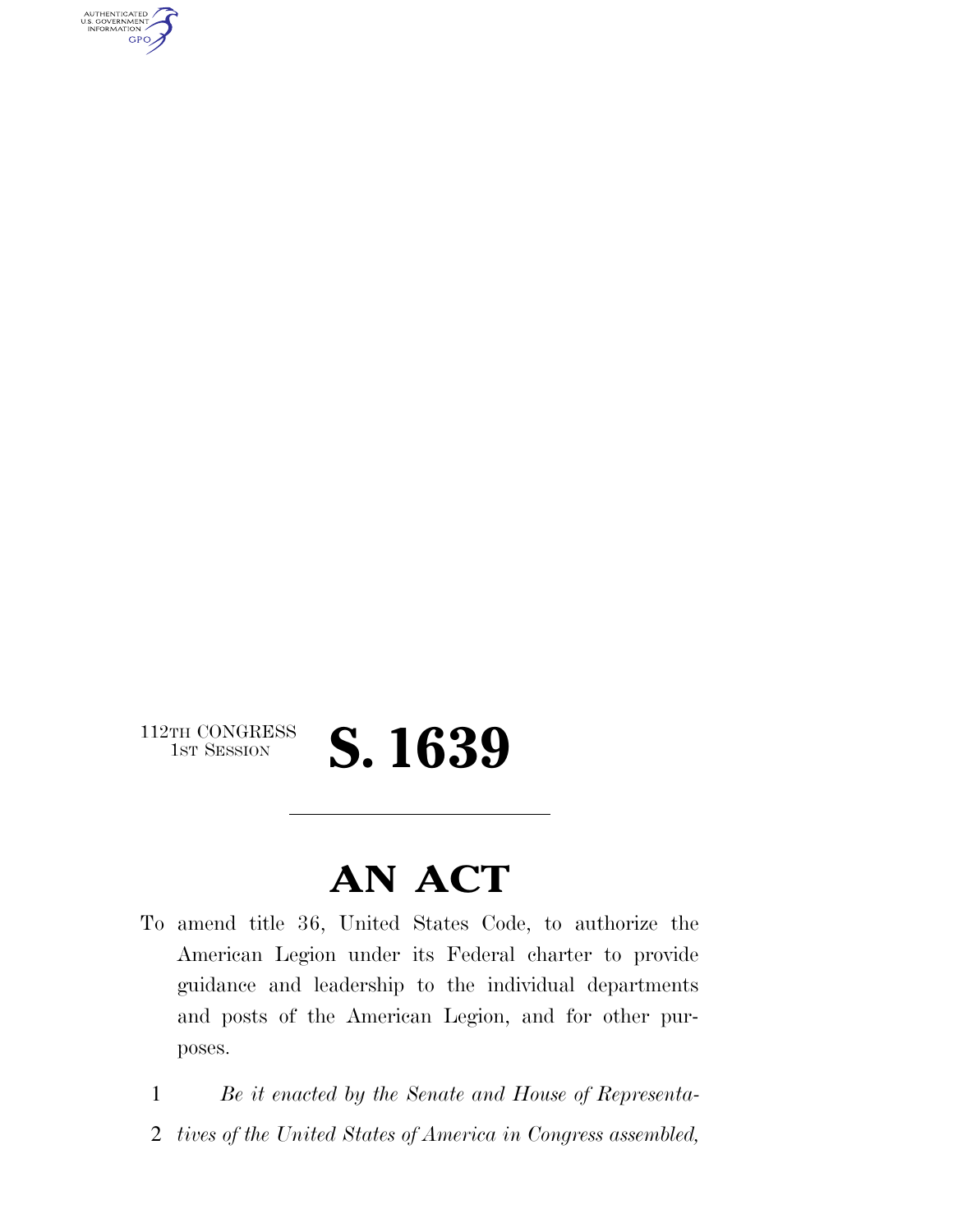112TH CONGRESS
1ST SESSION

# S. 1639

---

# AN ACT

To amend title 36, United States Code, to authorize the American Legion under its Federal charter to provide guidance and leadership to the individual departments and posts of the American Legion, and for other purposes.

1 *Be it enacted by the Senate and House of Representa-*
2 *tives of the United States of America in Congress assembled,*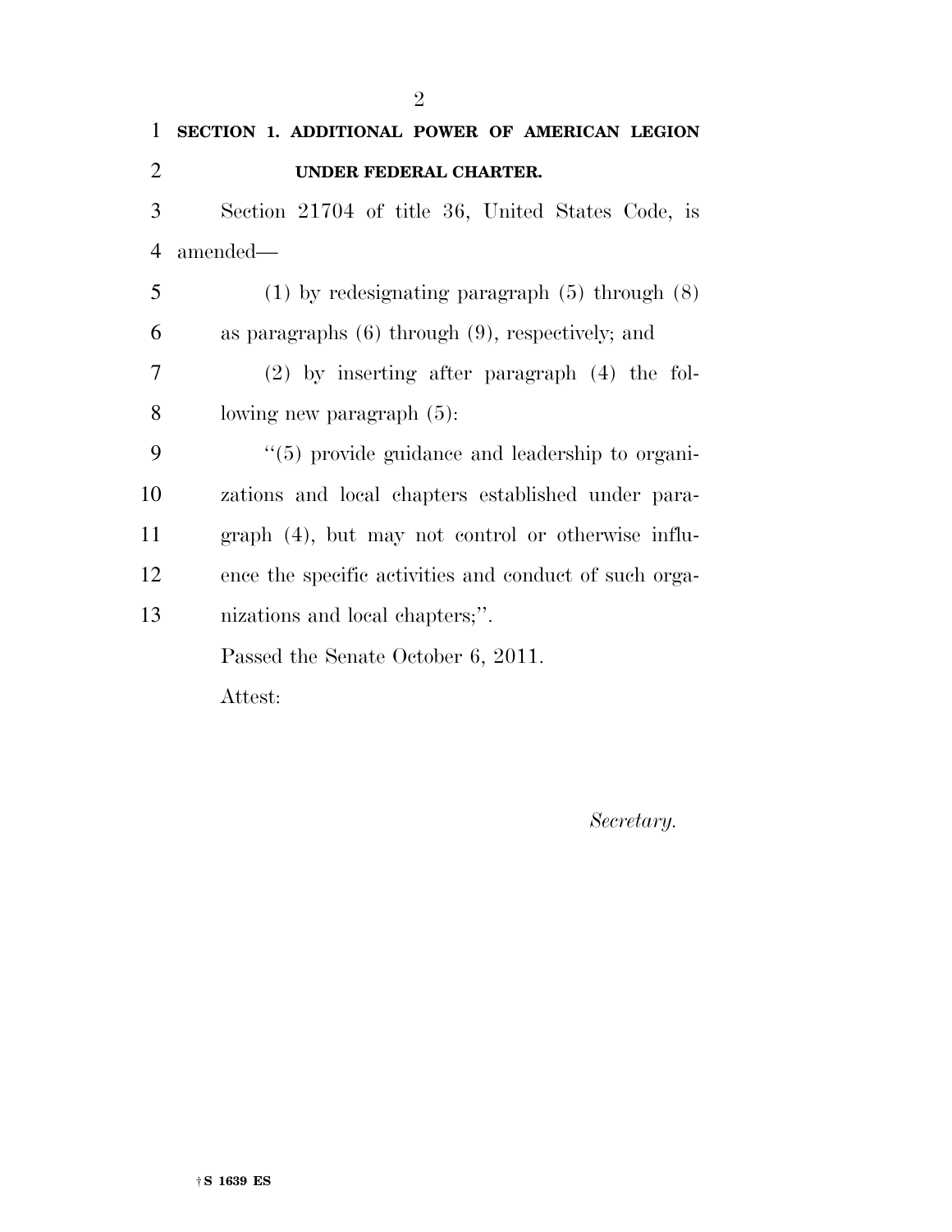**SECTION 1. ADDITIONAL POWER OF AMERICAN LEGION UNDER FEDERAL CHARTER.**

Section 21704 of title 36, United States Code, is amended—

(1) by redesignating paragraph (5) through (8) as paragraphs (6) through (9), respectively; and

(2) by inserting after paragraph (4) the following new paragraph (5):

''(5) provide guidance and leadership to organizations and local chapters established under paragraph (4), but may not control or otherwise influence the specific activities and conduct of such organizations and local chapters;''.

Passed the Senate October 6, 2011.

Attest:

*Secretary.*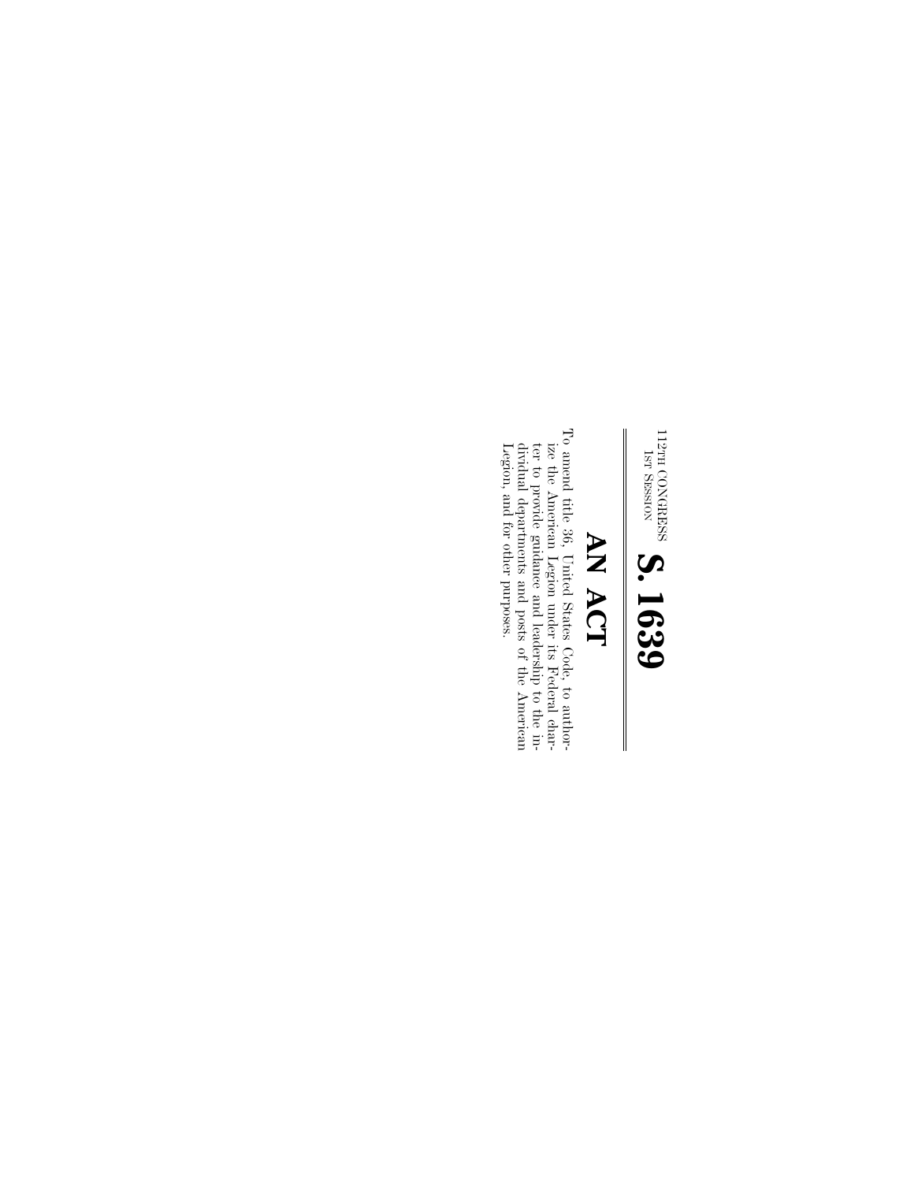112TH CONGRESS
1ST SESSION

# S. 1639

---

# AN ACT

To amend title 36, United States Code, to authorize the American Legion under its Federal charter to provide guidance and leadership to the individual departments and posts of the American Legion, and for other purposes.